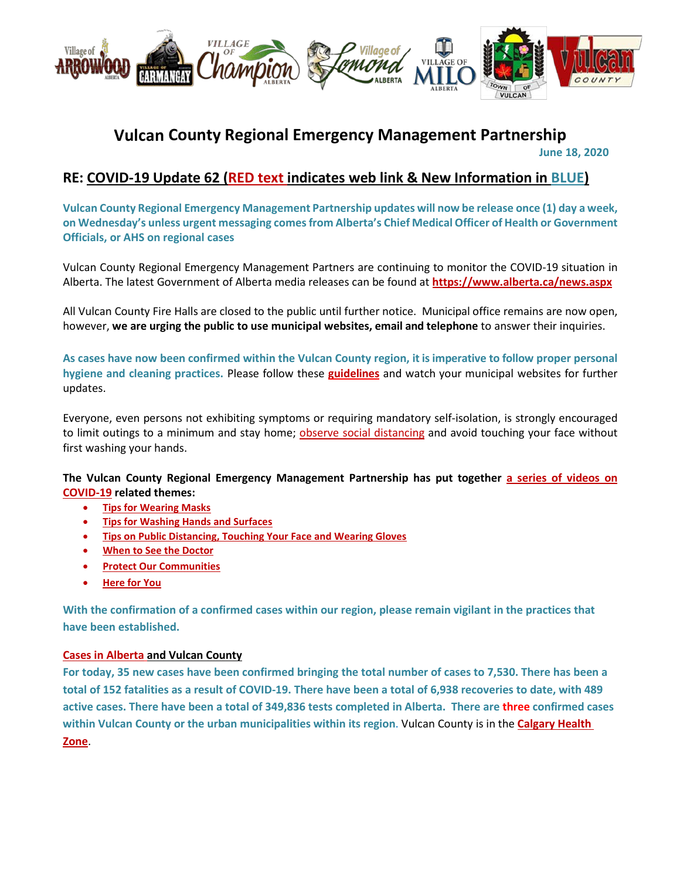# Vulcan County Regional Emergency Management Partnership

June 18, 2020

## RE: COVID-19 Update 62 (RED text indicates web link & New Information in BLUE)

**Vulcan County Regional Emergency Management Partnership updates will now be release once (1) day a week, on Wednesday's unless urgent messaging comes from Alberta's Chief Medical Officer of Health or Government Officials, or AHS on regional cases**

Vulcan County Regional Emergency Management Partners are continuing to monitor the COVID-19 situation in Alberta. The latest Government of Alberta media releases can be found at **https://www.alberta.ca/news.aspx**

All Vulcan County Fire Halls are closed to the public until further notice. Municipal office remains are now open, however, **we are urging the public to use municipal websites, email and telephone** to answer their inquiries.

**As cases have now been confirmed within the Vulcan County region, it is imperative to follow proper personal hygiene and cleaning practices.** Please follow these **guidelines** and watch your municipal websites for further updates.

Everyone, even persons not exhibiting symptoms or requiring mandatory self-isolation, is strongly encouraged to limit outings to a minimum and stay home; observe social distancing and avoid touching your face without first washing your hands.

**The Vulcan County Regional Emergency Management Partnership has put together a series of videos on COVID-19 related themes:**

- **Tips for Wearing Masks**
- **Tips for Washing Hands and Surfaces**
- **Tips on Public Distancing, Touching Your Face and Wearing Gloves**
- **When to See the Doctor**
- **Protect Our Communities**
- **Here for You**

**With the confirmation of a confirmed cases within our region, please remain vigilant in the practices that have been established.**

**Cases in Alberta and Vulcan County**

**For today, 35 new cases have been confirmed bringing the total number of cases to 7,530. There has been a total of 152 fatalities as a result of COVID-19. There have been a total of 6,938 recoveries to date, with 489 active cases. There have been a total of 349,836 tests completed in Alberta. There are three confirmed cases within Vulcan County or the urban municipalities within its region.** Vulcan County is in the **Calgary Health Zone**.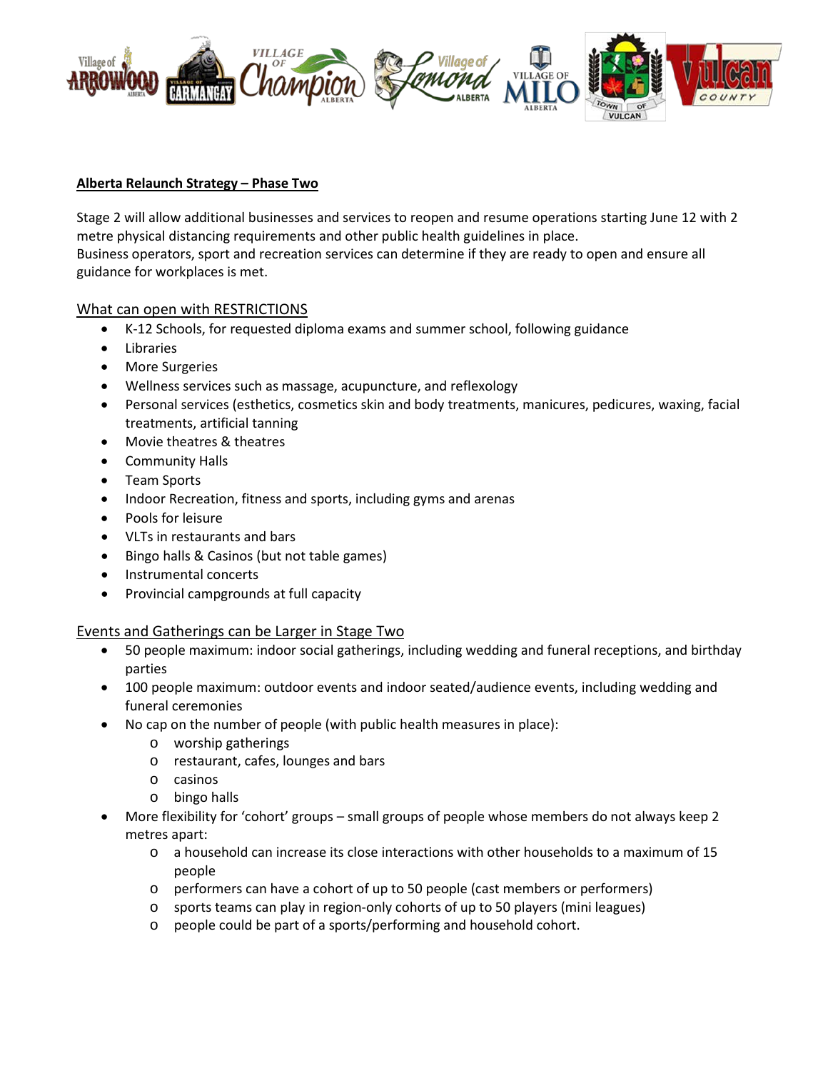**Alberta Relaunch Strategy – Phase Two**

Stage 2 will allow additional businesses and services to reopen and resume operations starting June 12 with 2 metre physical distancing requirements and other public health guidelines in place.
Business operators, sport and recreation services can determine if they are ready to open and ensure all guidance for workplaces is met.

What can open with RESTRICTIONS

- K-12 Schools, for requested diploma exams and summer school, following guidance
- Libraries
- More Surgeries
- Wellness services such as massage, acupuncture, and reflexology
- Personal services (esthetics, cosmetics skin and body treatments, manicures, pedicures, waxing, facial treatments, artificial tanning
- Movie theatres & theatres
- Community Halls
- Team Sports
- Indoor Recreation, fitness and sports, including gyms and arenas
- Pools for leisure
- VLTs in restaurants and bars
- Bingo halls & Casinos (but not table games)
- Instrumental concerts
- Provincial campgrounds at full capacity

Events and Gatherings can be Larger in Stage Two

- 50 people maximum: indoor social gatherings, including wedding and funeral receptions, and birthday parties
- 100 people maximum: outdoor events and indoor seated/audience events, including wedding and funeral ceremonies
- No cap on the number of people (with public health measures in place):
  - worship gatherings
  - restaurant, cafes, lounges and bars
  - casinos
  - bingo halls
- More flexibility for 'cohort' groups – small groups of people whose members do not always keep 2 metres apart:
  - a household can increase its close interactions with other households to a maximum of 15 people
  - performers can have a cohort of up to 50 people (cast members or performers)
  - sports teams can play in region-only cohorts of up to 50 players (mini leagues)
  - people could be part of a sports/performing and household cohort.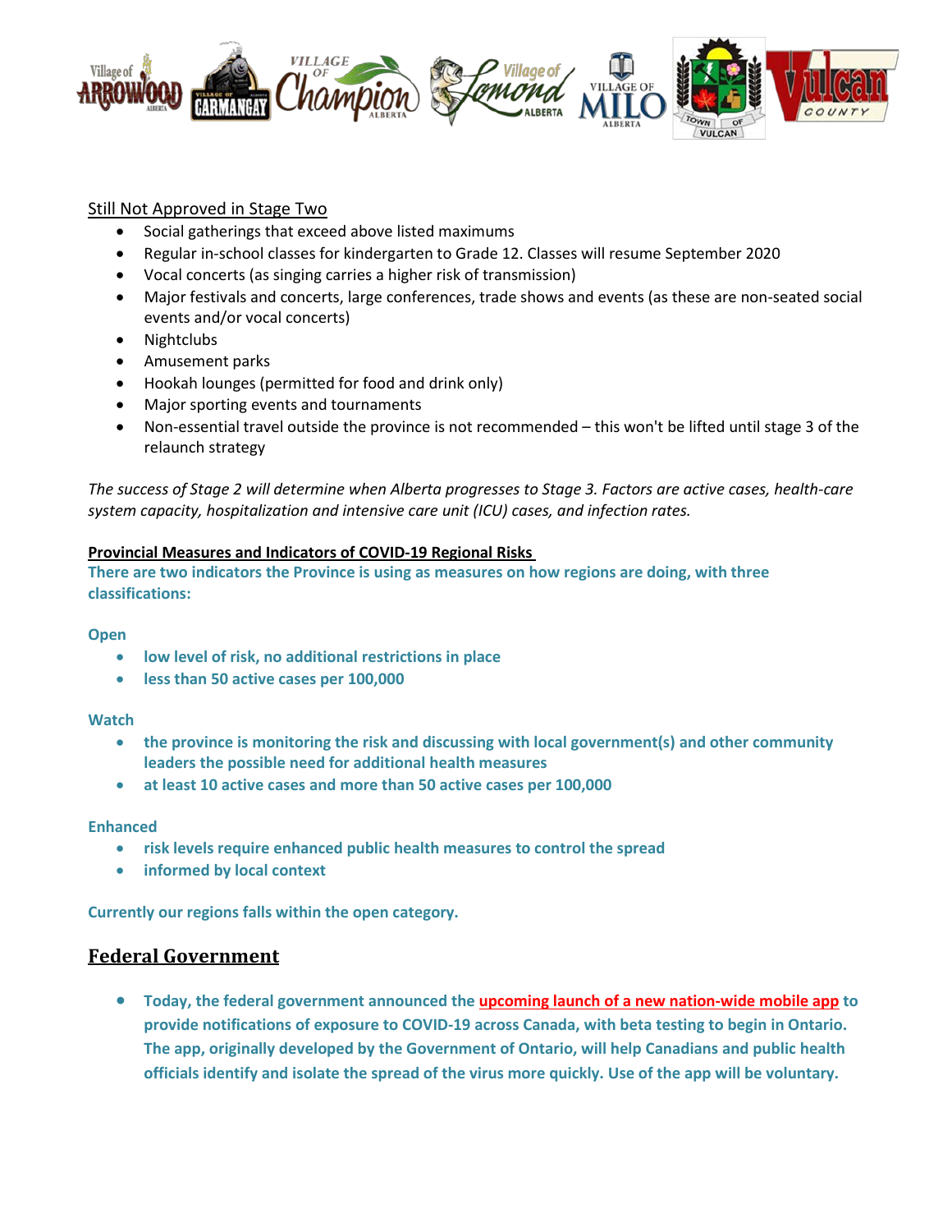Still Not Approved in Stage Two

- Social gatherings that exceed above listed maximums
- Regular in-school classes for kindergarten to Grade 12. Classes will resume September 2020
- Vocal concerts (as singing carries a higher risk of transmission)
- Major festivals and concerts, large conferences, trade shows and events (as these are non-seated social events and/or vocal concerts)
- Nightclubs
- Amusement parks
- Hookah lounges (permitted for food and drink only)
- Major sporting events and tournaments
- Non-essential travel outside the province is not recommended – this won't be lifted until stage 3 of the relaunch strategy

*The success of Stage 2 will determine when Alberta progresses to Stage 3. Factors are active cases, health-care system capacity, hospitalization and intensive care unit (ICU) cases, and infection rates.*

**Provincial Measures and Indicators of COVID-19 Regional Risks**

**There are two indicators the Province is using as measures on how regions are doing, with three classifications:**

**Open**

- **low level of risk, no additional restrictions in place**
- **less than 50 active cases per 100,000**

**Watch**

- **the province is monitoring the risk and discussing with local government(s) and other community leaders the possible need for additional health measures**
- **at least 10 active cases and more than 50 active cases per 100,000**

**Enhanced**

- **risk levels require enhanced public health measures to control the spread**
- **informed by local context**

**Currently our regions falls within the open category.**

## Federal Government

- **Today, the federal government announced the upcoming launch of a new nation-wide mobile app to provide notifications of exposure to COVID-19 across Canada, with beta testing to begin in Ontario. The app, originally developed by the Government of Ontario, will help Canadians and public health officials identify and isolate the spread of the virus more quickly. Use of the app will be voluntary.**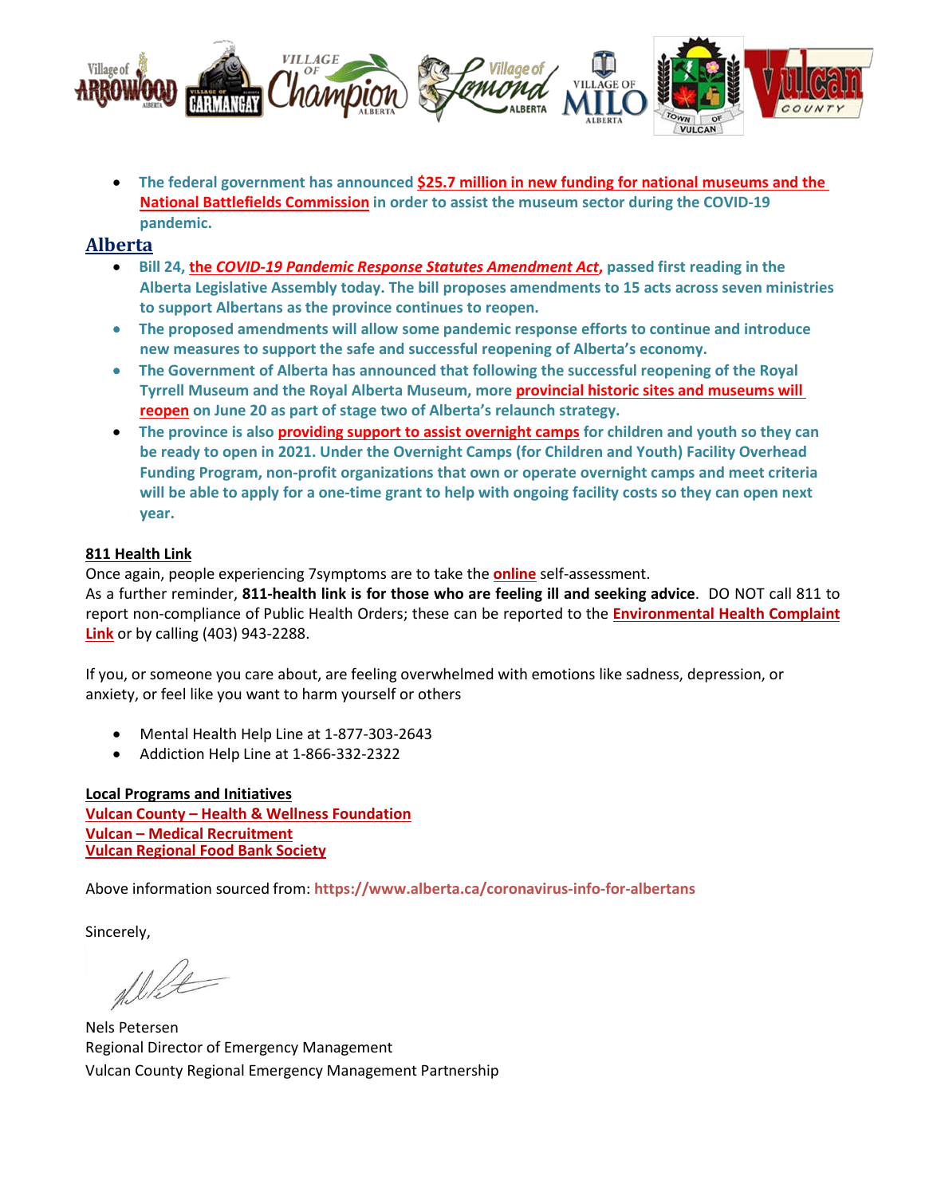- **The federal government has announced $25.7 million in new funding for national museums and the National Battlefields Commission in order to assist the museum sector during the COVID-19 pandemic.**

## Alberta

- **Bill 24, the *COVID-19 Pandemic Response Statutes Amendment Act*, passed first reading in the Alberta Legislative Assembly today. The bill proposes amendments to 15 acts across seven ministries to support Albertans as the province continues to reopen.**
- **The proposed amendments will allow some pandemic response efforts to continue and introduce new measures to support the safe and successful reopening of Alberta's economy.**
- **The Government of Alberta has announced that following the successful reopening of the Royal Tyrrell Museum and the Royal Alberta Museum, more provincial historic sites and museums will reopen on June 20 as part of stage two of Alberta's relaunch strategy.**
- **The province is also providing support to assist overnight camps for children and youth so they can be ready to open in 2021. Under the Overnight Camps (for Children and Youth) Facility Overhead Funding Program, non-profit organizations that own or operate overnight camps and meet criteria will be able to apply for a one-time grant to help with ongoing facility costs so they can open next year.**

**811 Health Link**

Once again, people experiencing 7symptoms are to take the **online** self-assessment.

As a further reminder, **811-health link is for those who are feeling ill and seeking advice**. DO NOT call 811 to report non-compliance of Public Health Orders; these can be reported to the **Environmental Health Complaint Link** or by calling (403) 943-2288.

If you, or someone you care about, are feeling overwhelmed with emotions like sadness, depression, or anxiety, or feel like you want to harm yourself or others

- Mental Health Help Line at 1-877-303-2643
- Addiction Help Line at 1-866-332-2322

**Local Programs and Initiatives**

**Vulcan County – Health & Wellness Foundation**

**Vulcan – Medical Recruitment**

**Vulcan Regional Food Bank Society**

Above information sourced from: **https://www.alberta.ca/coronavirus-info-for-albertans**

Sincerely,

Nels Petersen
Regional Director of Emergency Management
Vulcan County Regional Emergency Management Partnership